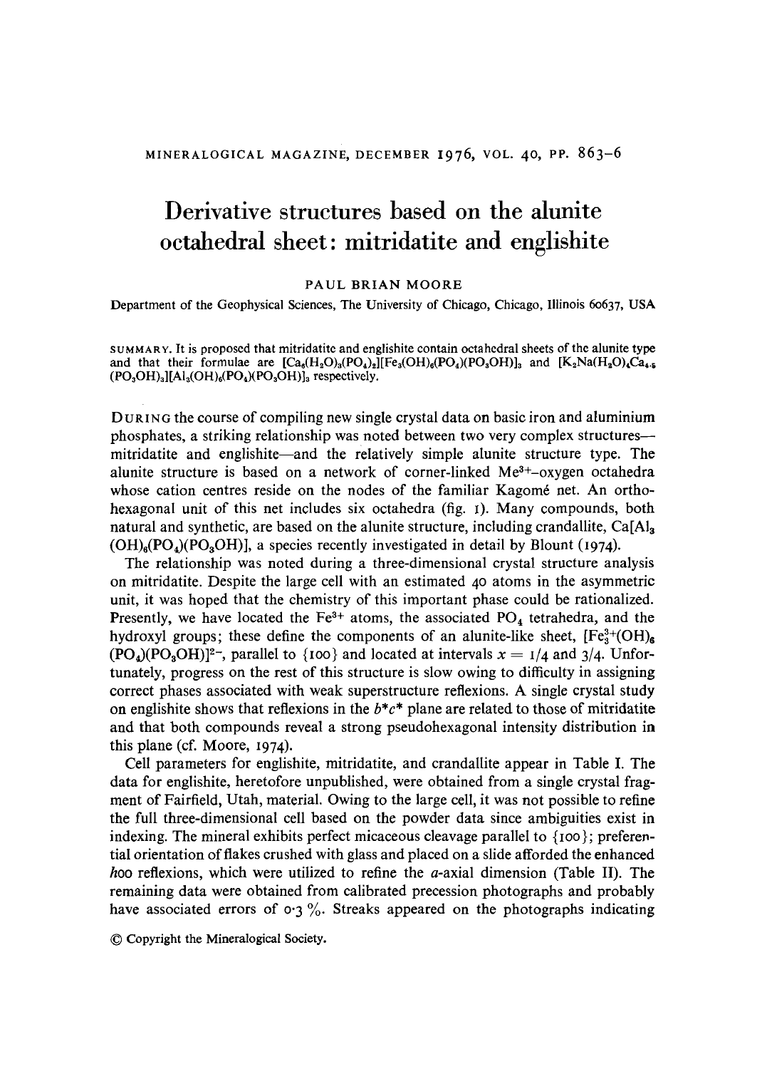# Derivative structures based on the alunite octahedral sheet: mitridatite and englishite

PAUL BRIAN MOORE

Department of the Geophysical Sciences, The University of Chicago, Chicago, Illinois 60637, USA

SUMMARY. It is proposed that mitridatite and englishite contain octahedral sheets of the alunite type and that their formulae are $[Ca_6(H_2O)_3(PO_4)_2][Fe_3(OH)_6(PO_4)(PO_3OH)]_3$ and $[K_2Na(H_2O)_4Ca_{4.5}(PO_3OH)_3][Al_3(OH)_6(PO_4)(PO_3OH)]_3$ respectively.

DURING the course of compiling new single crystal data on basic iron and aluminium phosphates, a striking relationship was noted between two very complex structures—mitridatite and englishite—and the relatively simple alunite structure type. The alunite structure is based on a network of corner-linked $Me^{3+}$–oxygen octahedra whose cation centres reside on the nodes of the familiar Kagomé net. An orthohexagonal unit of this net includes six octahedra (fig. 1). Many compounds, both natural and synthetic, are based on the alunite structure, including crandallite, $Ca[Al_3(OH)_6(PO_4)(PO_3OH)]$, a species recently investigated in detail by Blount (1974).

The relationship was noted during a three-dimensional crystal structure analysis on mitridatite. Despite the large cell with an estimated 40 atoms in the asymmetric unit, it was hoped that the chemistry of this important phase could be rationalized. Presently, we have located the $Fe^{3+}$ atoms, the associated $PO_4$ tetrahedra, and the hydroxyl groups; these define the components of an alunite-like sheet, $[Fe^{3+}_3(OH)_6(PO_4)(PO_3OH)]^{2-}$, parallel to {100} and located at intervals $x = 1/4$ and $3/4$. Unfortunately, progress on the rest of this structure is slow owing to difficulty in assigning correct phases associated with weak superstructure reflexions. A single crystal study on englishite shows that reflexions in the $b^*c^*$ plane are related to those of mitridatite and that both compounds reveal a strong pseudohexagonal intensity distribution in this plane (cf. Moore, 1974).

Cell parameters for englishite, mitridatite, and crandallite appear in Table I. The data for englishite, heretofore unpublished, were obtained from a single crystal fragment of Fairfield, Utah, material. Owing to the large cell, it was not possible to refine the full three-dimensional cell based on the powder data since ambiguities exist in indexing. The mineral exhibits perfect micaceous cleavage parallel to {100}; preferential orientation of flakes crushed with glass and placed on a slide afforded the enhanced $h00$ reflexions, which were utilized to refine the $a$-axial dimension (Table II). The remaining data were obtained from calibrated precession photographs and probably have associated errors of 0·3 %. Streaks appeared on the photographs indicating

© Copyright the Mineralogical Society.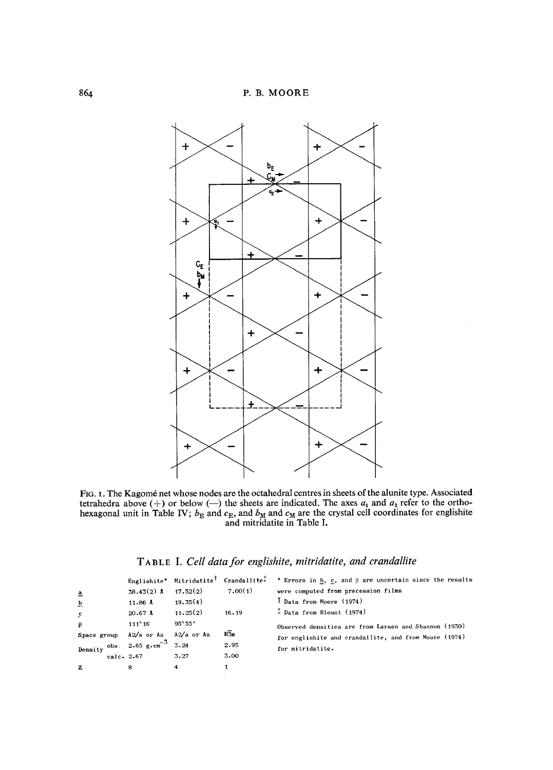FIG. 1. The Kagomé net whose nodes are the octahedral centres in sheets of the alunite type. Associated tetrahedra above (+) or below (—) the sheets are indicated. The axes $a_1$ and $a_2$ refer to the orthohexagonal unit in Table IV; $b_E$ and $c_E$, and $b_M$ and $c_M$ are the crystal cell coordinates for englishite and mitridatite in Table I.

TABLE I. *Cell data for englishite, mitridatite, and crandallite*

| | Englishite* | Mitridatite† | Crandallite‡ |
|---|---|---|---|
| $a$ | 38.43(2) Å | 17.52(2) | 7.00(1) |
| $b$ | 11.86 Å | 19.35(4) | |
| $c$ | 20.67 Å | 11.25(2) | 16.19 |
| $\beta$ | 111°16′ | 95°55′ | |
| Space group | A2/a or Aa | A2/a or Aa | R$\bar{3}$m |
| Density obs. | 2.65 g.cm$^{-3}$ | 3.24 | 2.95 |
| Density calc. | 2.67 | 3.27 | 3.00 |
| Z | 8 | 4 | 1 |

\* Errors in $b$, $c$, and $\beta$ are uncertain since the results were computed from precession films

† Data from Moore (1974)

‡ Data from Blount (1974)

Observed densities are from Larsen and Shannon (1930) for englishite and crandallite, and from Moore (1974) for mitridatite.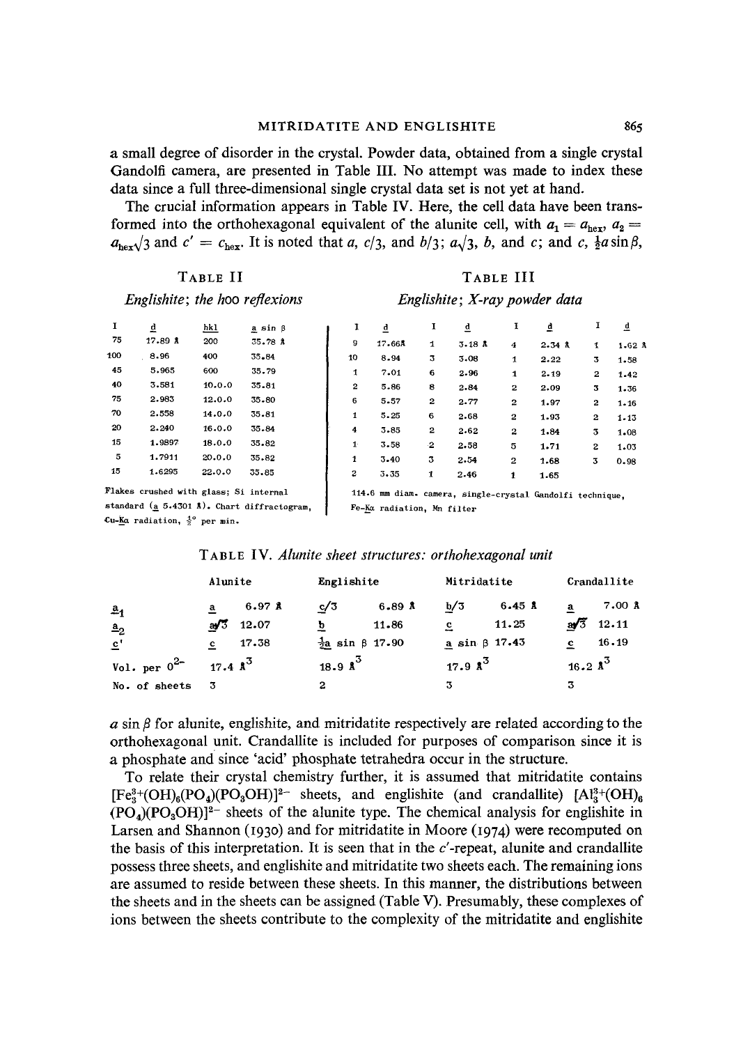a small degree of disorder in the crystal. Powder data, obtained from a single crystal Gandolfi camera, are presented in Table III. No attempt was made to index these data since a full three-dimensional single crystal data set is not yet at hand.

The crucial information appears in Table IV. Here, the cell data have been transformed into the orthohexagonal equivalent of the alunite cell, with $a_1 = a_{hex}$, $a_2 = a_{hex}\sqrt{3}$ and $c' = c_{hex}$. It is noted that $a$, $c/3$, and $b/3$; $a\sqrt{3}$, $b$, and $c$; and $c$, $\frac{1}{2}a \sin\beta$, $a \sin\beta$ for alunite, englishite, and mitridatite respectively are related according to the orthohexagonal unit. Crandallite is included for purposes of comparison since it is a phosphate and since 'acid' phosphate tetrahedra occur in the structure.

TABLE II

*Englishite; the h00 reflexions*

| I | d | hkl | $a \sin\beta$ |
|---|---|---|---|
| 75 | 17.89 Å | 200 | 35.78 Å |
| 100 | 8.96 | 400 | 35.84 |
| 45 | 5.965 | 600 | 35.79 |
| 40 | 3.581 | 10.0.0 | 35.81 |
| 75 | 2.983 | 12.0.0 | 35.80 |
| 70 | 2.558 | 14.0.0 | 35.81 |
| 20 | 2.240 | 16.0.0 | 35.84 |
| 15 | 1.9897 | 18.0.0 | 35.82 |
| 5 | 1.7911 | 20.0.0 | 35.82 |
| 15 | 1.6295 | 22.0.0 | 35.85 |

Flakes crushed with glass; Si internal standard ($a$ 5.4301 Å). Chart diffractogram, Cu-$K\alpha$ radiation, $\frac{1}{2}°$ per min.

TABLE III

*Englishite; X-ray powder data*

| I | d | I | d | I | d | I | d |
|---|---|---|---|---|---|---|---|
| 9 | 17.66Å | 1 | 3.18 Å | 4 | 2.34 Å | 1 | 1.62 Å |
| 10 | 8.94 | 3 | 3.08 | 1 | 2.22 | 3 | 1.58 |
| 1 | 7.01 | 6 | 2.96 | 1 | 2.19 | 2 | 1.42 |
| 2 | 5.86 | 8 | 2.84 | 2 | 2.09 | 3 | 1.36 |
| 6 | 5.57 | 2 | 2.77 | 2 | 1.97 | 2 | 1.16 |
| 1 | 5.25 | 6 | 2.68 | 2 | 1.93 | 2 | 1.13 |
| 4 | 3.85 | 2 | 2.62 | 2 | 1.84 | 3 | 1.08 |
| 1 | 3.58 | 2 | 2.58 | 5 | 1.71 | 2 | 1.03 |
| 1 | 3.40 | 3 | 2.54 | 2 | 1.68 | 3 | 0.98 |
| 2 | 3.35 | 1 | 2.46 | 1 | 1.65 | | |

114.6 mm diam. camera, single-crystal Gandolfi technique, Fe-$K\alpha$ radiation, Mn filter

TABLE IV. *Alunite sheet structures: orthohexagonal unit*

| | Alunite | | Englishite | | Mitridatite | | Crandallite | |
|---|---|---|---|---|---|---|---|---|
| $a_1$ | $a$ | 6.97 Å | $c/3$ | 6.89 Å | $b/3$ | 6.45 Å | $a$ | 7.00 Å |
| $a_2$ | $a\sqrt{3}$ | 12.07 | $b$ | 11.86 | $c$ | 11.25 | $a\sqrt{3}$ | 12.11 |
| $c'$ | $c$ | 17.38 | $\frac{1}{2}a \sin\beta$ | 17.90 | $a \sin\beta$ | 17.43 | $c$ | 16.19 |
| Vol. per $O^{2-}$ | 17.4 Å$^3$ | | 18.9 Å$^3$ | | 17.9 Å$^3$ | | 16.2 Å$^3$ | |
| No. of sheets | 3 | | 2 | | 3 | | 3 | |

To relate their crystal chemistry further, it is assumed that mitridatite contains $[Fe_3^{3+}(OH)_6(PO_4)(PO_3OH)]^{2-}$ sheets, and englishite (and crandallite) $[Al_3^{3+}(OH)_6(PO_4)(PO_3OH)]^{2-}$ sheets of the alunite type. The chemical analysis for englishite in Larsen and Shannon (1930) and for mitridatite in Moore (1974) were recomputed on the basis of this interpretation. It is seen that in the $c'$-repeat, alunite and crandallite possess three sheets, and englishite and mitridatite two sheets each. The remaining ions are assumed to reside between these sheets. In this manner, the distributions between the sheets and in the sheets can be assigned (Table V). Presumably, these complexes of ions between the sheets contribute to the complexity of the mitridatite and englishite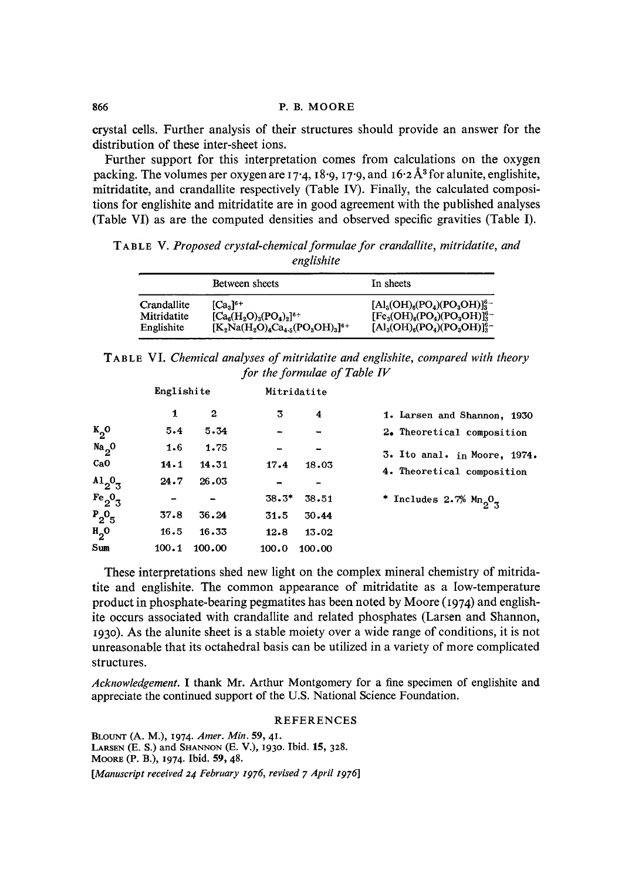crystal cells. Further analysis of their structures should provide an answer for the distribution of these inter-sheet ions.

Further support for this interpretation comes from calculations on the oxygen packing. The volumes per oxygen are 17·4, 18·9, 17·9, and 16·2 $Å^3$ for alunite, englishite, mitridatite, and crandallite respectively (Table IV). Finally, the calculated compositions for englishite and mitridatite are in good agreement with the published analyses (Table VI) as are the computed densities and observed specific gravities (Table I).

TABLE V. *Proposed crystal-chemical formulae for crandallite, mitridatite, and englishite*

| | Between sheets | In sheets |
|---|---|---|
| Crandallite | $[Ca_3]^{6+}$ | $[Al_3(OH)_6(PO_4)(PO_3OH)]_3^{6-}$ |
| Mitridatite | $[Ca_6(H_2O)_3(PO_4)_2]^{6+}$ | $[Fe_3(OH)_6(PO_4)(PO_3OH)]_3^{6-}$ |
| Englishite | $[K_2Na(H_2O)_4Ca_{4.5}(PO_3OH)_3]^{6+}$ | $[Al_3(OH)_6(PO_4)(PO_3OH)]_3^{6-}$ |

TABLE VI. *Chemical analyses of mitridatite and englishite, compared with theory for the formulae of Table IV*

| | Englishite | | Mitridatite | |
|---|---|---|---|---|
| | 1 | 2 | 3 | 4 |
| $K_2O$ | 5.4 | 5.34 | - | - |
| $Na_2O$ | 1.6 | 1.75 | - | - |
| CaO | 14.1 | 14.31 | 17.4 | 18.03 |
| $Al_2O_3$ | 24.7 | 26.03 | - | - |
| $Fe_2O_3$ | - | - | 38.3* | 38.51 |
| $P_2O_5$ | 37.8 | 36.24 | 31.5 | 30.44 |
| $H_2O$ | 16.5 | 16.33 | 12.8 | 13.02 |
| Sum | 100.1 | 100.00 | 100.0 | 100.00 |

1. Larsen and Shannon, 1930
2. Theoretical composition
3. Ito anal. in Moore, 1974.
4. Theoretical composition

\* Includes 2.7% $Mn_2O_3$

These interpretations shed new light on the complex mineral chemistry of mitridatite and englishite. The common appearance of mitridatite as a low-temperature product in phosphate-bearing pegmatites has been noted by Moore (1974) and englishite occurs associated with crandallite and related phosphates (Larsen and Shannon, 1930). As the alunite sheet is a stable moiety over a wide range of conditions, it is not unreasonable that its octahedral basis can be utilized in a variety of more complicated structures.

*Acknowledgement.* I thank Mr. Arthur Montgomery for a fine specimen of englishite and appreciate the continued support of the U.S. National Science Foundation.

## REFERENCES

Blount (A. M.), 1974. *Amer. Min.* **59**, 41.

Larsen (E. S.) and Shannon (E. V.), 1930. Ibid. **15**, 328.

Moore (P. B.), 1974. Ibid. **59**, 48.

[*Manuscript received 24 February 1976, revised 7 April 1976*]